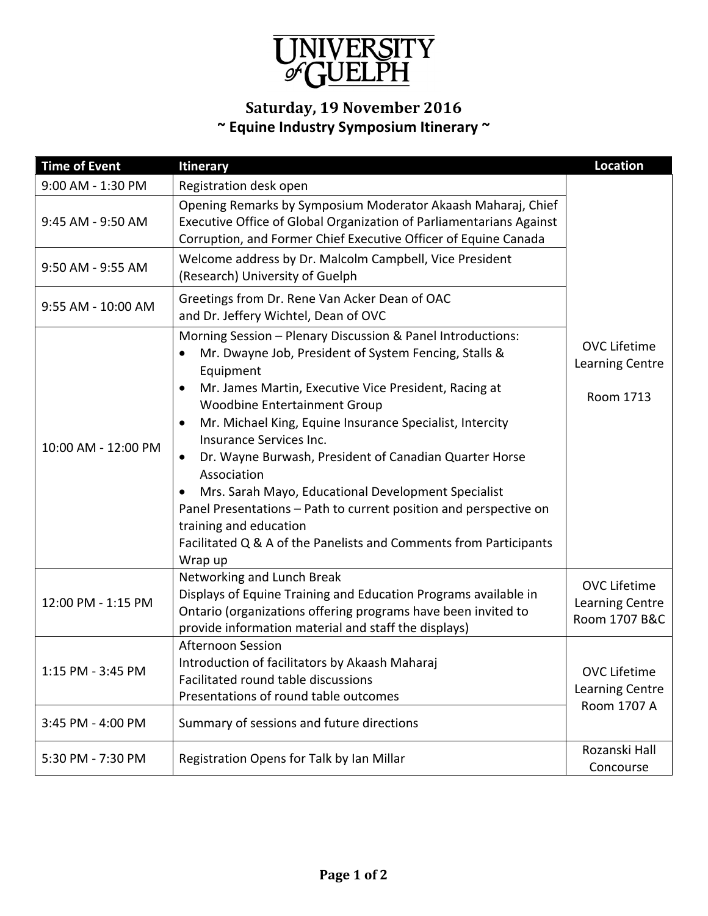# UNIVERSITY of GUELPH

## Saturday, 19 November 2016
## ~ Equine Industry Symposium Itinerary ~

| Time of Event | Itinerary | Location |
|---|---|---|
| 9:00 AM - 1:30 PM | Registration desk open | OVC Lifetime Learning Centre Room 1713 |
| 9:45 AM - 9:50 AM | Opening Remarks by Symposium Moderator Akaash Maharaj, Chief Executive Office of Global Organization of Parliamentarians Against Corruption, and Former Chief Executive Officer of Equine Canada | |
| 9:50 AM - 9:55 AM | Welcome address by Dr. Malcolm Campbell, Vice President (Research) University of Guelph | |
| 9:55 AM - 10:00 AM | Greetings from Dr. Rene Van Acker Dean of OAC and Dr. Jeffery Wichtel, Dean of OVC | |
| 10:00 AM - 12:00 PM | Morning Session – Plenary Discussion & Panel Introductions:<br>• Mr. Dwayne Job, President of System Fencing, Stalls & Equipment<br>• Mr. James Martin, Executive Vice President, Racing at Woodbine Entertainment Group<br>• Mr. Michael King, Equine Insurance Specialist, Intercity Insurance Services Inc.<br>• Dr. Wayne Burwash, President of Canadian Quarter Horse Association<br>• Mrs. Sarah Mayo, Educational Development Specialist<br>Panel Presentations – Path to current position and perspective on training and education<br>Facilitated Q & A of the Panelists and Comments from Participants<br>Wrap up | |
| 12:00 PM - 1:15 PM | Networking and Lunch Break<br>Displays of Equine Training and Education Programs available in Ontario (organizations offering programs have been invited to provide information material and staff the displays) | OVC Lifetime Learning Centre Room 1707 B&C |
| 1:15 PM - 3:45 PM | Afternoon Session<br>Introduction of facilitators by Akaash Maharaj<br>Facilitated round table discussions<br>Presentations of round table outcomes | OVC Lifetime Learning Centre Room 1707 A |
| 3:45 PM - 4:00 PM | Summary of sessions and future directions | |
| 5:30 PM - 7:30 PM | Registration Opens for Talk by Ian Millar | Rozanski Hall Concourse |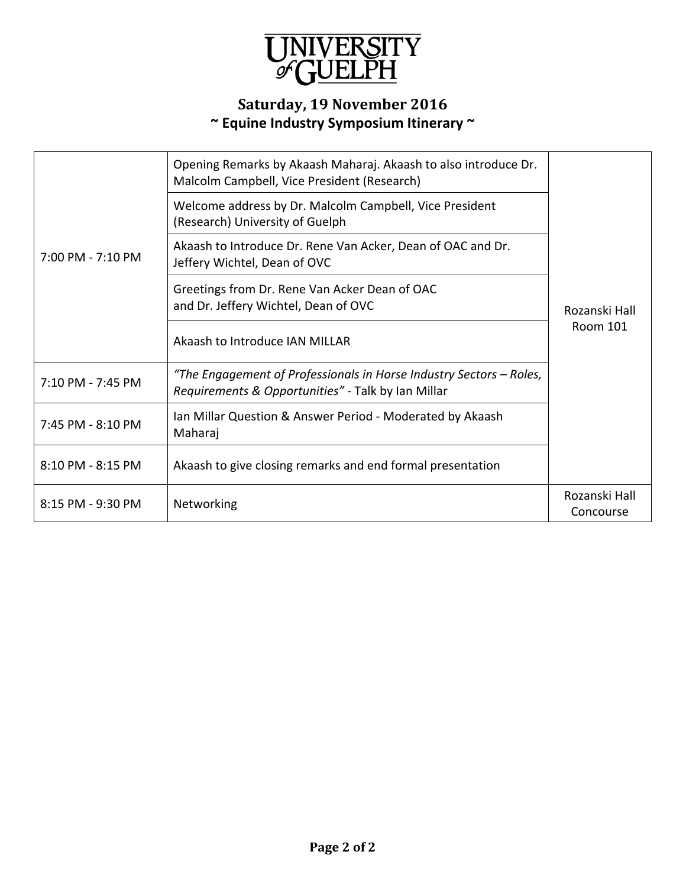UNIVERSITY of GUELPH

## Saturday, 19 November 2016

## ~ Equine Industry Symposium Itinerary ~

| | | |
|---|---|---|
| 7:00 PM - 7:10 PM | Opening Remarks by Akaash Maharaj. Akaash to also introduce Dr. Malcolm Campbell, Vice President (Research) | Rozanski Hall Room 101 |
| | Welcome address by Dr. Malcolm Campbell, Vice President (Research) University of Guelph | |
| | Akaash to Introduce Dr. Rene Van Acker, Dean of OAC and Dr. Jeffery Wichtel, Dean of OVC | |
| | Greetings from Dr. Rene Van Acker Dean of OAC and Dr. Jeffery Wichtel, Dean of OVC | |
| | Akaash to Introduce IAN MILLAR | |
| 7:10 PM - 7:45 PM | *"The Engagement of Professionals in Horse Industry Sectors – Roles, Requirements & Opportunities"* - Talk by Ian Millar | |
| 7:45 PM - 8:10 PM | Ian Millar Question & Answer Period - Moderated by Akaash Maharaj | |
| 8:10 PM - 8:15 PM | Akaash to give closing remarks and end formal presentation | |
| 8:15 PM - 9:30 PM | Networking | Rozanski Hall Concourse |